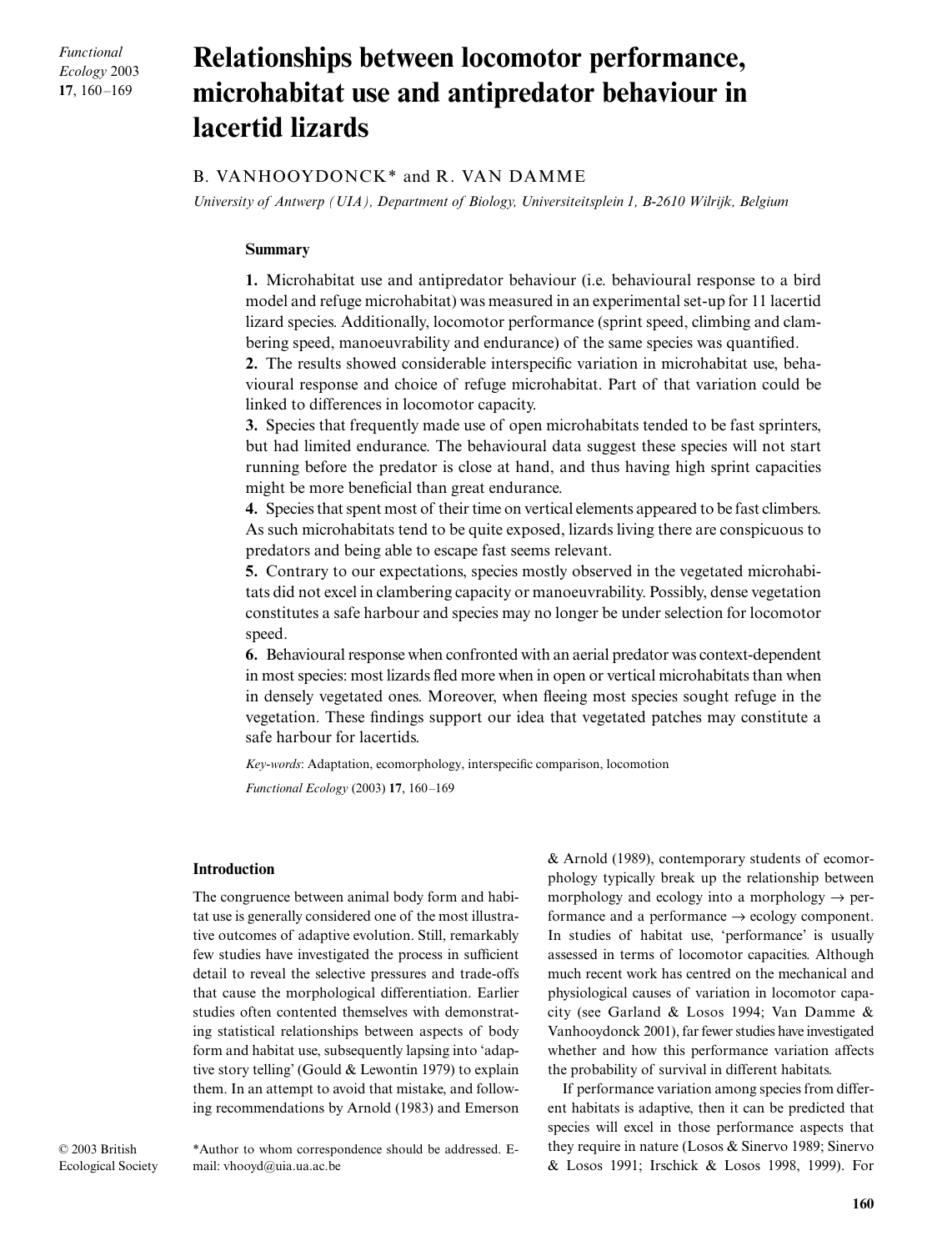# Relationships between locomotor performance, microhabitat use and antipredator behaviour in lacertid lizards

B. VANHOOYDONCK* and R. VAN DAMME

*University of Antwerp (UIA), Department of Biology, Universiteitsplein 1, B-2610 Wilrijk, Belgium*

## Summary

**1.** Microhabitat use and antipredator behaviour (i.e. behavioural response to a bird model and refuge microhabitat) was measured in an experimental set-up for 11 lacertid lizard species. Additionally, locomotor performance (sprint speed, climbing and clambering speed, manoeuvrability and endurance) of the same species was quantified.

**2.** The results showed considerable interspecific variation in microhabitat use, behavioural response and choice of refuge microhabitat. Part of that variation could be linked to differences in locomotor capacity.

**3.** Species that frequently made use of open microhabitats tended to be fast sprinters, but had limited endurance. The behavioural data suggest these species will not start running before the predator is close at hand, and thus having high sprint capacities might be more beneficial than great endurance.

**4.** Species that spent most of their time on vertical elements appeared to be fast climbers. As such microhabitats tend to be quite exposed, lizards living there are conspicuous to predators and being able to escape fast seems relevant.

**5.** Contrary to our expectations, species mostly observed in the vegetated microhabitats did not excel in clambering capacity or manoeuvrability. Possibly, dense vegetation constitutes a safe harbour and species may no longer be under selection for locomotor speed.

**6.** Behavioural response when confronted with an aerial predator was context-dependent in most species: most lizards fled more when in open or vertical microhabitats than when in densely vegetated ones. Moreover, when fleeing most species sought refuge in the vegetation. These findings support our idea that vegetated patches may constitute a safe harbour for lacertids.

*Key-words*: Adaptation, ecomorphology, interspecific comparison, locomotion

## Introduction

The congruence between animal body form and habitat use is generally considered one of the most illustrative outcomes of adaptive evolution. Still, remarkably few studies have investigated the process in sufficient detail to reveal the selective pressures and trade-offs that cause the morphological differentiation. Earlier studies often contented themselves with demonstrating statistical relationships between aspects of body form and habitat use, subsequently lapsing into 'adaptive story telling' (Gould & Lewontin 1979) to explain them. In an attempt to avoid that mistake, and following recommendations by Arnold (1983) and Emerson & Arnold (1989), contemporary students of ecomorphology typically break up the relationship between morphology and ecology into a morphology → performance and a performance → ecology component. In studies of habitat use, 'performance' is usually assessed in terms of locomotor capacities. Although much recent work has centred on the mechanical and physiological causes of variation in locomotor capacity (see Garland & Losos 1994; Van Damme & Vanhooydonck 2001), far fewer studies have investigated whether and how this performance variation affects the probability of survival in different habitats.

If performance variation among species from different habitats is adaptive, then it can be predicted that species will excel in those performance aspects that they require in nature (Losos & Sinervo 1989; Sinervo & Losos 1991; Irschick & Losos 1998, 1999). For

*Author to whom correspondence should be addressed. E-mail: vhooyd@uia.ua.ac.be

© 2003 British Ecological Society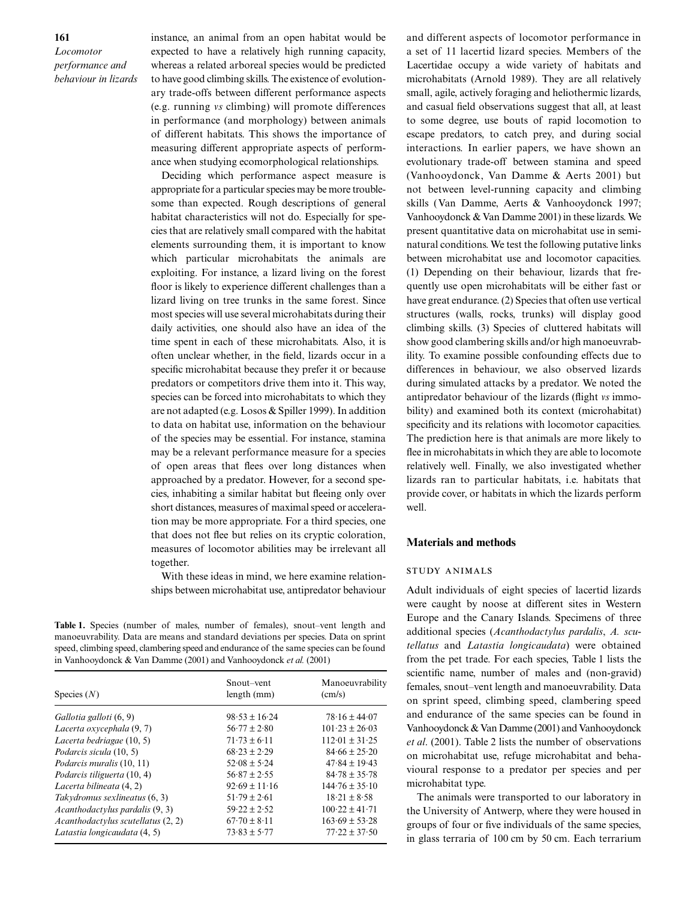instance, an animal from an open habitat would be expected to have a relatively high running capacity, whereas a related arboreal species would be predicted to have good climbing skills. The existence of evolutionary trade-offs between different performance aspects (e.g. running *vs* climbing) will promote differences in performance (and morphology) between animals of different habitats. This shows the importance of measuring different appropriate aspects of performance when studying ecomorphological relationships.

Deciding which performance aspect measure is appropriate for a particular species may be more troublesome than expected. Rough descriptions of general habitat characteristics will not do. Especially for species that are relatively small compared with the habitat elements surrounding them, it is important to know which particular microhabitats the animals are exploiting. For instance, a lizard living on the forest floor is likely to experience different challenges than a lizard living on tree trunks in the same forest. Since most species will use several microhabitats during their daily activities, one should also have an idea of the time spent in each of these microhabitats. Also, it is often unclear whether, in the field, lizards occur in a specific microhabitat because they prefer it or because predators or competitors drive them into it. This way, species can be forced into microhabitats to which they are not adapted (e.g. Losos & Spiller 1999). In addition to data on habitat use, information on the behaviour of the species may be essential. For instance, stamina may be a relevant performance measure for a species of open areas that flees over long distances when approached by a predator. However, for a second species, inhabiting a similar habitat but fleeing only over short distances, measures of maximal speed or acceleration may be more appropriate. For a third species, one that does not flee but relies on its cryptic coloration, measures of locomotor abilities may be irrelevant all together.

With these ideas in mind, we here examine relationships between microhabitat use, antipredator behaviour and different aspects of locomotor performance in a set of 11 lacertid lizard species. Members of the Lacertidae occupy a wide variety of habitats and microhabitats (Arnold 1989). They are all relatively small, agile, actively foraging and heliothermic lizards, and casual field observations suggest that all, at least to some degree, use bouts of rapid locomotion to escape predators, to catch prey, and during social interactions. In earlier papers, we have shown an evolutionary trade-off between stamina and speed (Vanhooydonck, Van Damme & Aerts 2001) but not between level-running capacity and climbing skills (Van Damme, Aerts & Vanhooydonck 1997; Vanhooydonck & Van Damme 2001) in these lizards. We present quantitative data on microhabitat use in semi-natural conditions. We test the following putative links between microhabitat use and locomotor capacities. (1) Depending on their behaviour, lizards that frequently use open microhabitats will be either fast or have great endurance. (2) Species that often use vertical structures (walls, rocks, trunks) will display good climbing skills. (3) Species of cluttered habitats will show good clambering skills and/or high manoeuvrability. To examine possible confounding effects due to differences in behaviour, we also observed lizards during simulated attacks by a predator. We noted the antipredator behaviour of the lizards (flight *vs* immobility) and examined both its context (microhabitat) specificity and its relations with locomotor capacities. The prediction here is that animals are more likely to flee in microhabitats in which they are able to locomote relatively well. Finally, we also investigated whether lizards ran to particular habitats, i.e. habitats that provide cover, or habitats in which the lizards perform well.

**Table 1.** Species (number of males, number of females), snout–vent length and manoeuvrability. Data are means and standard deviations per species. Data on sprint speed, climbing speed, clambering speed and endurance of the same species can be found in Vanhooydonck & Van Damme (2001) and Vanhooydonck *et al.* (2001)

| Species ($N$) | Snout–vent length (mm) | Manoeuvrability (cm/s) |
|---|---|---|
| *Gallotia galloti* (6, 9) | 98·53 ± 16·24 | 78·16 ± 44·07 |
| *Lacerta oxycephala* (9, 7) | 56·77 ± 2·80 | 101·23 ± 26·03 |
| *Lacerta bedriagae* (10, 5) | 71·73 ± 6·11 | 112·01 ± 31·25 |
| *Podarcis sicula* (10, 5) | 68·23 ± 2·29 | 84·66 ± 25·20 |
| *Podarcis muralis* (10, 11) | 52·08 ± 5·24 | 47·84 ± 19·43 |
| *Podarcis tiliguerta* (10, 4) | 56·87 ± 2·55 | 84·78 ± 35·78 |
| *Lacerta bilineata* (4, 2) | 92·69 ± 11·16 | 144·76 ± 35·10 |
| *Takydromus sexlineatus* (6, 3) | 51·79 ± 2·61 | 18·21 ± 8·58 |
| *Acanthodactylus pardalis* (9, 3) | 59·22 ± 2·52 | 100·22 ± 41·71 |
| *Acanthodactylus scutellatus* (2, 2) | 67·70 ± 8·11 | 163·69 ± 53·28 |
| *Latastia longicaudata* (4, 5) | 73·83 ± 5·77 | 77·22 ± 37·50 |

## Materials and methods

### STUDY ANIMALS

Adult individuals of eight species of lacertid lizards were caught by noose at different sites in Western Europe and the Canary Islands. Specimens of three additional species (*Acanthodactylus pardalis*, *A. scutellatus* and *Latastia longicaudata*) were obtained from the pet trade. For each species, Table 1 lists the scientific name, number of males and (non-gravid) females, snout–vent length and manoeuvrability. Data on sprint speed, climbing speed, clambering speed and endurance of the same species can be found in Vanhooydonck & Van Damme (2001) and Vanhooydonck *et al*. (2001). Table 2 lists the number of observations on microhabitat use, refuge microhabitat and behavioural response to a predator per species and per microhabitat type.

The animals were transported to our laboratory in the University of Antwerp, where they were housed in groups of four or five individuals of the same species, in glass terraria of 100 cm by 50 cm. Each terrarium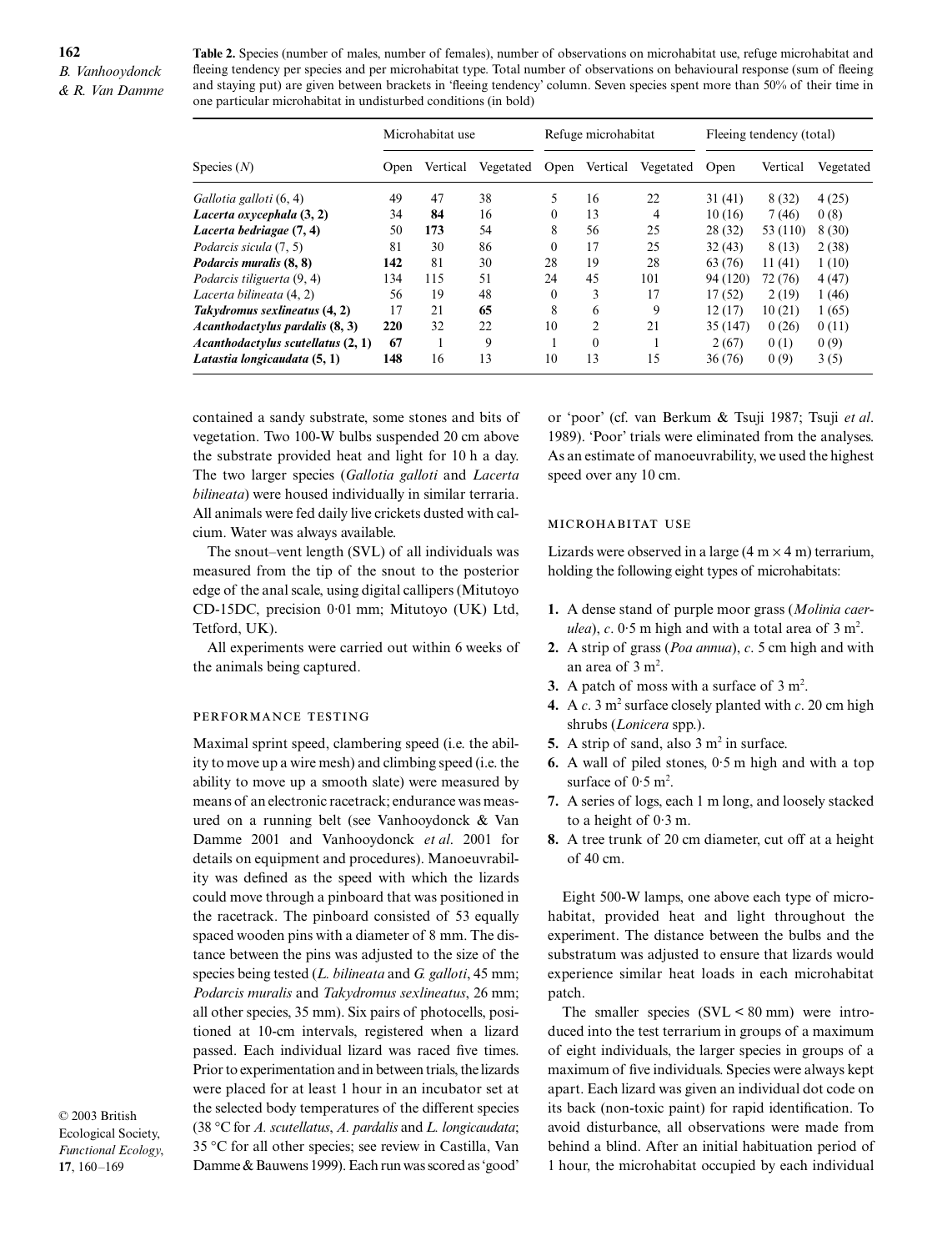**Table 2.** Species (number of males, number of females), number of observations on microhabitat use, refuge microhabitat and fleeing tendency per species and per microhabitat type. Total number of observations on behavioural response (sum of fleeing and staying put) are given between brackets in 'fleeing tendency' column. Seven species spent more than 50% of their time in one particular microhabitat in undisturbed conditions (in bold)

| Species (*N*) | Microhabitat use | | | Refuge microhabitat | | | Fleeing tendency (total) | | |
|---|---|---|---|---|---|---|---|---|---|
| | Open | Vertical | Vegetated | Open | Vertical | Vegetated | Open | Vertical | Vegetated |
| *Gallotia galloti* (6, 4) | 49 | 47 | 38 | 5 | 16 | 22 | 31 (41) | 8 (32) | 4 (25) |
| ***Lacerta oxycephala* (3, 2)** | 34 | **84** | 16 | 0 | 13 | 4 | 10 (16) | 7 (46) | 0 (8) |
| ***Lacerta bedriagae* (7, 4)** | 50 | **173** | 54 | 8 | 56 | 25 | 28 (32) | 53 (110) | 8 (30) |
| *Podarcis sicula* (7, 5) | 81 | 30 | 86 | 0 | 17 | 25 | 32 (43) | 8 (13) | 2 (38) |
| ***Podarcis muralis* (8, 8)** | **142** | 81 | 30 | 28 | 19 | 28 | 63 (76) | 11 (41) | 1 (10) |
| *Podarcis tiliguerta* (9, 4) | 134 | 115 | 51 | 24 | 45 | 101 | 94 (120) | 72 (76) | 4 (47) |
| *Lacerta bilineata* (4, 2) | 56 | 19 | 48 | 0 | 3 | 17 | 17 (52) | 2 (19) | 1 (46) |
| ***Takydromus sexlineatus* (4, 2)** | 17 | 21 | **65** | 8 | 6 | 9 | 12 (17) | 10 (21) | 1 (65) |
| ***Acanthodactylus pardalis* (8, 3)** | **220** | 32 | 22 | 10 | 2 | 21 | 35 (147) | 0 (26) | 0 (11) |
| ***Acanthodactylus scutellatus* (2, 1)** | **67** | 1 | 9 | 1 | 0 | 1 | 2 (67) | 0 (1) | 0 (9) |
| ***Latastia longicaudata* (5, 1)** | **148** | 16 | 13 | 10 | 13 | 15 | 36 (76) | 0 (9) | 3 (5) |

contained a sandy substrate, some stones and bits of vegetation. Two 100-W bulbs suspended 20 cm above the substrate provided heat and light for 10 h a day. The two larger species (*Gallotia galloti* and *Lacerta bilineata*) were housed individually in similar terraria. All animals were fed daily live crickets dusted with calcium. Water was always available.

The snout–vent length (SVL) of all individuals was measured from the tip of the snout to the posterior edge of the anal scale, using digital callipers (Mitutoyo CD-15DC, precision 0·01 mm; Mitutoyo (UK) Ltd, Tetford, UK).

All experiments were carried out within 6 weeks of the animals being captured.

### PERFORMANCE TESTING

Maximal sprint speed, clambering speed (i.e. the ability to move up a wire mesh) and climbing speed (i.e. the ability to move up a smooth slate) were measured by means of an electronic racetrack; endurance was measured on a running belt (see Vanhooydonck & Van Damme 2001 and Vanhooydonck *et al*. 2001 for details on equipment and procedures). Manoeuvrability was defined as the speed with which the lizards could move through a pinboard that was positioned in the racetrack. The pinboard consisted of 53 equally spaced wooden pins with a diameter of 8 mm. The distance between the pins was adjusted to the size of the species being tested (*L. bilineata* and *G. galloti*, 45 mm; *Podarcis muralis* and *Takydromus sexlineatus*, 26 mm; all other species, 35 mm). Six pairs of photocells, positioned at 10-cm intervals, registered when a lizard passed. Each individual lizard was raced five times. Prior to experimentation and in between trials, the lizards were placed for at least 1 hour in an incubator set at the selected body temperatures of the different species (38 °C for *A. scutellatus*, *A. pardalis* and *L. longicaudata*; 35 °C for all other species; see review in Castilla, Van Damme & Bauwens 1999). Each run was scored as 'good' or 'poor' (cf. van Berkum & Tsuji 1987; Tsuji *et al*. 1989). 'Poor' trials were eliminated from the analyses. As an estimate of manoeuvrability, we used the highest speed over any 10 cm.

### MICROHABITAT USE

Lizards were observed in a large (4 m × 4 m) terrarium, holding the following eight types of microhabitats:

1. A dense stand of purple moor grass (*Molinia caerulea*), *c*. 0·5 m high and with a total area of 3 m$^2$.
2. A strip of grass (*Poa annua*), *c*. 5 cm high and with an area of 3 m$^2$.
3. A patch of moss with a surface of 3 m$^2$.
4. A *c*. 3 m$^2$ surface closely planted with *c*. 20 cm high shrubs (*Lonicera* spp.).
5. A strip of sand, also 3 m$^2$ in surface.
6. A wall of piled stones, 0·5 m high and with a top surface of 0·5 m$^2$.
7. A series of logs, each 1 m long, and loosely stacked to a height of 0·3 m.
8. A tree trunk of 20 cm diameter, cut off at a height of 40 cm.

Eight 500-W lamps, one above each type of microhabitat, provided heat and light throughout the experiment. The distance between the bulbs and the substratum was adjusted to ensure that lizards would experience similar heat loads in each microhabitat patch.

The smaller species (SVL < 80 mm) were introduced into the test terrarium in groups of a maximum of eight individuals, the larger species in groups of a maximum of five individuals. Species were always kept apart. Each lizard was given an individual dot code on its back (non-toxic paint) for rapid identification. To avoid disturbance, all observations were made from behind a blind. After an initial habituation period of 1 hour, the microhabitat occupied by each individual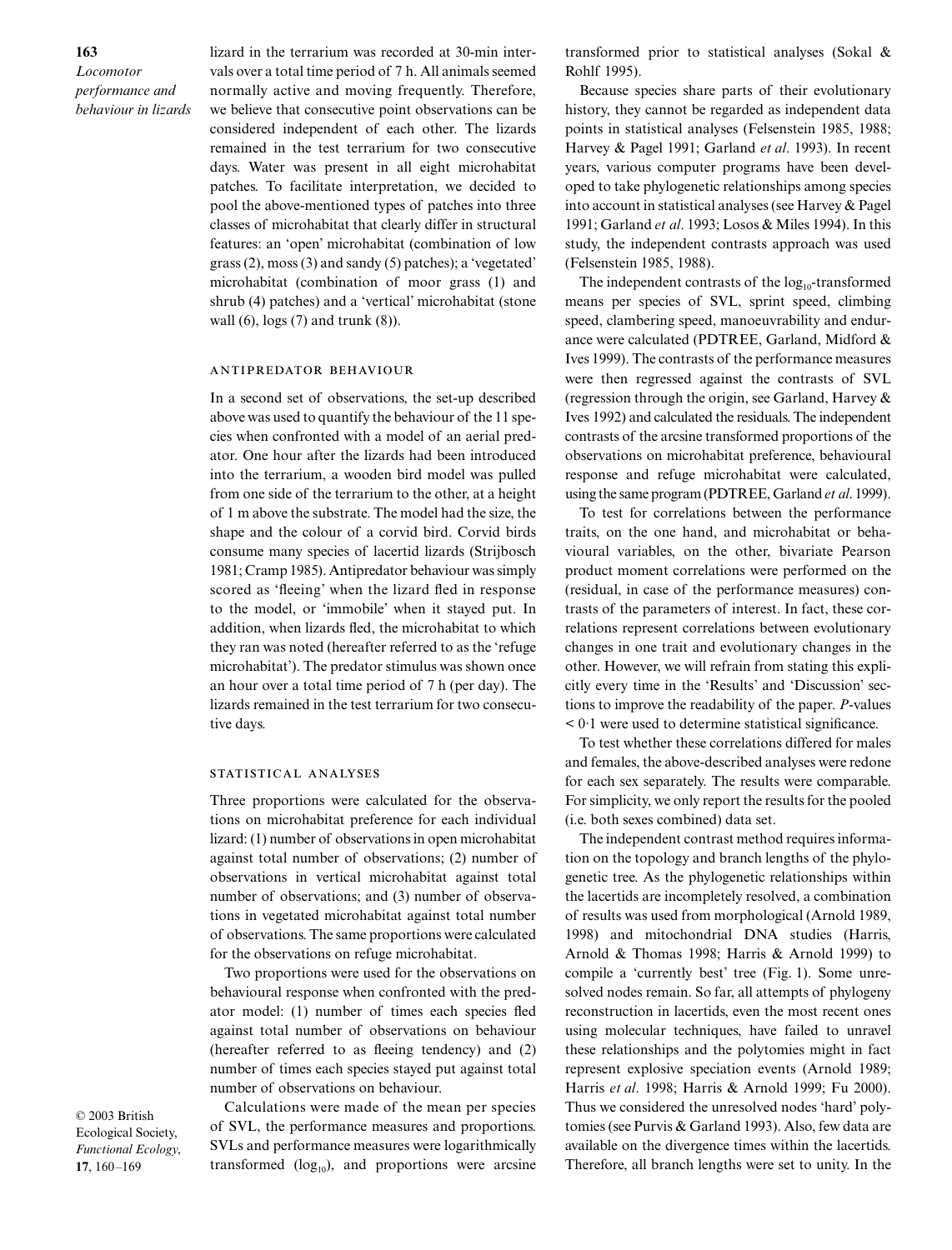lizard in the terrarium was recorded at 30-min intervals over a total time period of 7 h. All animals seemed normally active and moving frequently. Therefore, we believe that consecutive point observations can be considered independent of each other. The lizards remained in the test terrarium for two consecutive days. Water was present in all eight microhabitat patches. To facilitate interpretation, we decided to pool the above-mentioned types of patches into three classes of microhabitat that clearly differ in structural features: an 'open' microhabitat (combination of low grass (2), moss (3) and sandy (5) patches); a 'vegetated' microhabitat (combination of moor grass (1) and shrub (4) patches) and a 'vertical' microhabitat (stone wall (6), logs (7) and trunk (8)).

### ANTIPREDATOR BEHAVIOUR

In a second set of observations, the set-up described above was used to quantify the behaviour of the 11 species when confronted with a model of an aerial predator. One hour after the lizards had been introduced into the terrarium, a wooden bird model was pulled from one side of the terrarium to the other, at a height of 1 m above the substrate. The model had the size, the shape and the colour of a corvid bird. Corvid birds consume many species of lacertid lizards (Strijbosch 1981; Cramp 1985). Antipredator behaviour was simply scored as 'fleeing' when the lizard fled in response to the model, or 'immobile' when it stayed put. In addition, when lizards fled, the microhabitat to which they ran was noted (hereafter referred to as the 'refuge microhabitat'). The predator stimulus was shown once an hour over a total time period of 7 h (per day). The lizards remained in the test terrarium for two consecutive days.

### STATISTICAL ANALYSES

Three proportions were calculated for the observations on microhabitat preference for each individual lizard: (1) number of observations in open microhabitat against total number of observations; (2) number of observations in vertical microhabitat against total number of observations; and (3) number of observations in vegetated microhabitat against total number of observations. The same proportions were calculated for the observations on refuge microhabitat.

Two proportions were used for the observations on behavioural response when confronted with the predator model: (1) number of times each species fled against total number of observations on behaviour (hereafter referred to as fleeing tendency) and (2) number of times each species stayed put against total number of observations on behaviour.

Calculations were made of the mean per species of SVL, the performance measures and proportions. SVLs and performance measures were logarithmically transformed ($\log_{10}$), and proportions were arcsine transformed prior to statistical analyses (Sokal & Rohlf 1995).

Because species share parts of their evolutionary history, they cannot be regarded as independent data points in statistical analyses (Felsenstein 1985, 1988; Harvey & Pagel 1991; Garland *et al*. 1993). In recent years, various computer programs have been developed to take phylogenetic relationships among species into account in statistical analyses (see Harvey & Pagel 1991; Garland *et al*. 1993; Losos & Miles 1994). In this study, the independent contrasts approach was used (Felsenstein 1985, 1988).

The independent contrasts of the $\log_{10}$-transformed means per species of SVL, sprint speed, climbing speed, clambering speed, manoeuvrability and endurance were calculated (PDTREE, Garland, Midford & Ives 1999). The contrasts of the performance measures were then regressed against the contrasts of SVL (regression through the origin, see Garland, Harvey & Ives 1992) and calculated the residuals. The independent contrasts of the arcsine transformed proportions of the observations on microhabitat preference, behavioural response and refuge microhabitat were calculated, using the same program (PDTREE, Garland *et al*. 1999).

To test for correlations between the performance traits, on the one hand, and microhabitat or behavioural variables, on the other, bivariate Pearson product moment correlations were performed on the (residual, in case of the performance measures) contrasts of the parameters of interest. In fact, these correlations represent correlations between evolutionary changes in one trait and evolutionary changes in the other. However, we will refrain from stating this explicitly every time in the 'Results' and 'Discussion' sections to improve the readability of the paper. *P*-values $< 0{\cdot}1$ were used to determine statistical significance.

To test whether these correlations differed for males and females, the above-described analyses were redone for each sex separately. The results were comparable. For simplicity, we only report the results for the pooled (i.e. both sexes combined) data set.

The independent contrast method requires information on the topology and branch lengths of the phylogenetic tree. As the phylogenetic relationships within the lacertids are incompletely resolved, a combination of results was used from morphological (Arnold 1989, 1998) and mitochondrial DNA studies (Harris, Arnold & Thomas 1998; Harris & Arnold 1999) to compile a 'currently best' tree (Fig. 1). Some unresolved nodes remain. So far, all attempts of phylogeny reconstruction in lacertids, even the most recent ones using molecular techniques, have failed to unravel these relationships and the polytomies might in fact represent explosive speciation events (Arnold 1989; Harris *et al*. 1998; Harris & Arnold 1999; Fu 2000). Thus we considered the unresolved nodes 'hard' polytomies (see Purvis & Garland 1993). Also, few data are available on the divergence times within the lacertids. Therefore, all branch lengths were set to unity. In the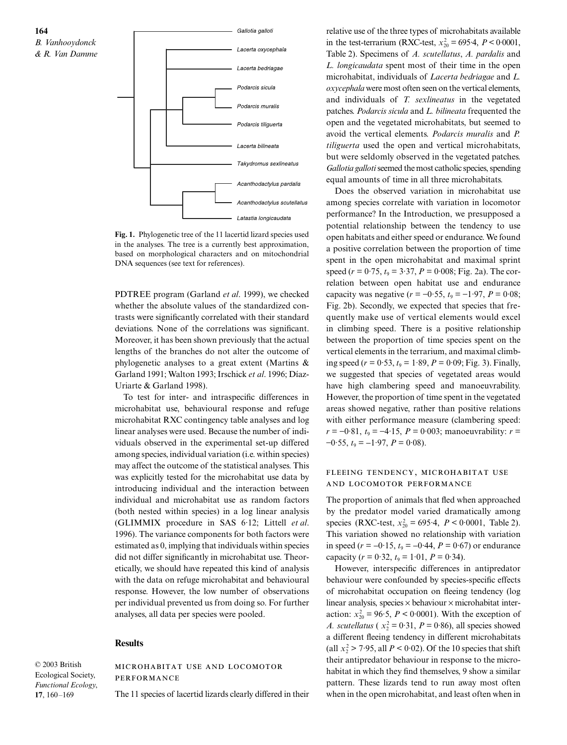Fig. 1. Phylogenetic tree of the 11 lacertid lizard species used in the analyses. The tree is a currently best approximation, based on morphological characters and on mitochondrial DNA sequences (see text for references).

PDTREE program (Garland *et al*. 1999), we checked whether the absolute values of the standardized contrasts were significantly correlated with their standard deviations. None of the correlations was significant. Moreover, it has been shown previously that the actual lengths of the branches do not alter the outcome of phylogenetic analyses to a great extent (Martins & Garland 1991; Walton 1993; Irschick *et al*. 1996; Díaz-Uriarte & Garland 1998).

To test for inter- and intraspecific differences in microhabitat use, behavioural response and refuge microhabitat RXC contingency table analyses and log linear analyses were used. Because the number of individuals observed in the experimental set-up differed among species, individual variation (i.e. within species) may affect the outcome of the statistical analyses. This was explicitly tested for the microhabitat use data by introducing individual and the interaction between individual and microhabitat use as random factors (both nested within species) in a log linear analysis (GLIMMIX procedure in SAS 6·12; Littell *et al*. 1996). The variance components for both factors were estimated as 0, implying that individuals within species did not differ significantly in microhabitat use. Theoretically, we should have repeated this kind of analysis with the data on refuge microhabitat and behavioural response. However, the low number of observations per individual prevented us from doing so. For further analyses, all data per species were pooled.

## Results

### MICROHABITAT USE AND LOCOMOTOR PERFORMANCE

The 11 species of lacertid lizards clearly differed in their relative use of the three types of microhabitats available in the test-terrarium (RXC-test, $x^2_{20} = 695{\cdot}4$, $P < 0{\cdot}0001$, Table 2). Specimens of *A. scutellatus*, *A. pardalis* and *L. longicaudata* spent most of their time in the open microhabitat, individuals of *Lacerta bedriagae* and *L. oxycephala* were most often seen on the vertical elements, and individuals of *T. sexlineatus* in the vegetated patches. *Podarcis sicula* and *L. bilineata* frequented the open and the vegetated microhabitats, but seemed to avoid the vertical elements. *Podarcis muralis* and *P. tiliguerta* used the open and vertical microhabitats, but were seldomly observed in the vegetated patches. *Gallotia galloti* seemed the most catholic species, spending equal amounts of time in all three microhabitats.

Does the observed variation in microhabitat use among species correlate with variation in locomotor performance? In the Introduction, we presupposed a potential relationship between the tendency to use open habitats and either speed or endurance. We found a positive correlation between the proportion of time spent in the open microhabitat and maximal sprint speed ($r = 0{\cdot}75$, $t_9 = 3{\cdot}37$, $P = 0{\cdot}008$; Fig. 2a). The correlation between open habitat use and endurance capacity was negative ($r = -0{\cdot}55$, $t_9 = -1{\cdot}97$, $P = 0{\cdot}08$; Fig. 2b). Secondly, we expected that species that frequently make use of vertical elements would excel in climbing speed. There is a positive relationship between the proportion of time species spent on the vertical elements in the terrarium, and maximal climbing speed ($r = 0{\cdot}53$, $t_9 = 1{\cdot}89$, $P = 0{\cdot}09$; Fig. 3). Finally, we suggested that species of vegetated areas would have high clambering speed and manoeuvrability. However, the proportion of time spent in the vegetated areas showed negative, rather than positive relations with either performance measure (clambering speed: $r = -0{\cdot}81$, $t_9 = -4{\cdot}15$, $P = 0{\cdot}003$; manoeuvrability: $r = -0{\cdot}55$, $t_9 = -1{\cdot}97$, $P = 0{\cdot}08$).

### FLEEING TENDENCY, MICROHABITAT USE AND LOCOMOTOR PERFORMANCE

The proportion of animals that fled when approached by the predator model varied dramatically among species (RXC-test, $x^2_{20} = 695{\cdot}4$, $P < 0{\cdot}0001$, Table 2). This variation showed no relationship with variation in speed ($r = -0{\cdot}15$, $t_9 = -0{\cdot}44$, $P = 0{\cdot}67$) or endurance capacity ($r = 0{\cdot}32$, $t_9 = 1{\cdot}01$, $P = 0{\cdot}34$).

However, interspecific differences in antipredator behaviour were confounded by species-specific effects of microhabitat occupation on fleeing tendency (log linear analysis, species × behaviour × microhabitat interaction: $x^2_{20} = 96{\cdot}5$, $P < 0{\cdot}0001$). With the exception of *A. scutellatus* ( $x^2_2 = 0{\cdot}31$, $P = 0{\cdot}86$), all species showed a different fleeing tendency in different microhabitats (all $x^2_2 > 7{\cdot}95$, all $P < 0{\cdot}02$). Of the 10 species that shift their antipredator behaviour in response to the microhabitat in which they find themselves, 9 show a similar pattern. These lizards tend to run away most often when in the open microhabitat, and least often when in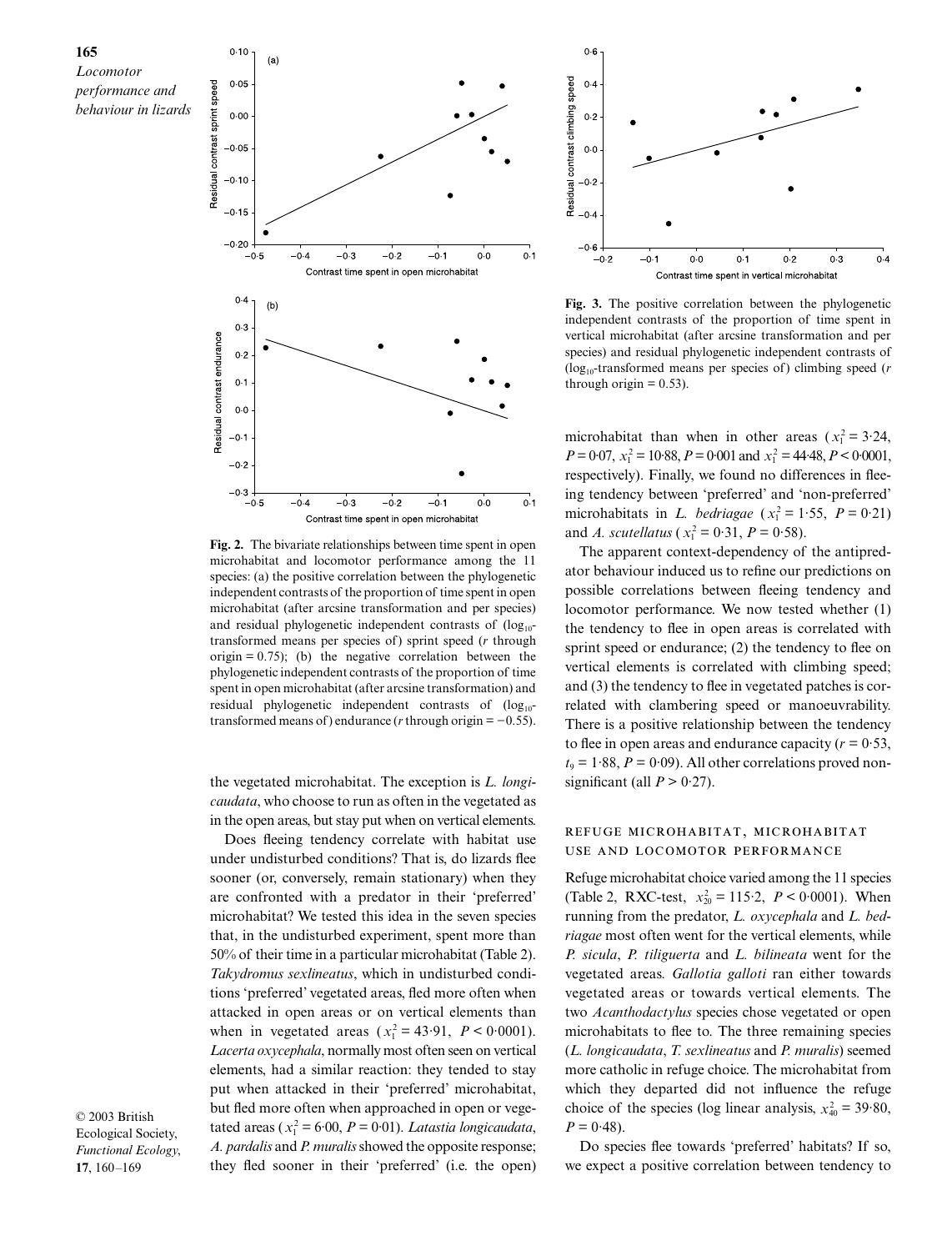Fig. 2. The bivariate relationships between time spent in open microhabitat and locomotor performance among the 11 species: (a) the positive correlation between the phylogenetic independent contrasts of the proportion of time spent in open microhabitat (after arcsine transformation and per species) and residual phylogenetic independent contrasts of ($\log_{10}$-transformed means per species of) sprint speed ($r$ through origin = 0.75); (b) the negative correlation between the phylogenetic independent contrasts of the proportion of time spent in open microhabitat (after arcsine transformation) and residual phylogenetic independent contrasts of ($\log_{10}$-transformed means of) endurance ($r$ through origin = −0.55).

Fig. 3. The positive correlation between the phylogenetic independent contrasts of the proportion of time spent in vertical microhabitat (after arcsine transformation and per species) and residual phylogenetic independent contrasts of ($\log_{10}$-transformed means per species of) climbing speed ($r$ through origin = 0.53).

the vegetated microhabitat. The exception is *L. longicaudata*, who choose to run as often in the vegetated as in the open areas, but stay put when on vertical elements.

Does fleeing tendency correlate with habitat use under undisturbed conditions? That is, do lizards flee sooner (or, conversely, remain stationary) when they are confronted with a predator in their 'preferred' microhabitat? We tested this idea in the seven species that, in the undisturbed experiment, spent more than 50% of their time in a particular microhabitat (Table 2). *Takydromus sexlineatus*, which in undisturbed conditions 'preferred' vegetated areas, fled more often when attacked in open areas or on vertical elements than when in vegetated areas ($x_1^2 = 43{\cdot}91$, $P < 0{\cdot}0001$). *Lacerta oxycephala*, normally most often seen on vertical elements, had a similar reaction: they tended to stay put when attacked in their 'preferred' microhabitat, but fled more often when approached in open or vegetated areas ($x_1^2 = 6{\cdot}00$, $P = 0{\cdot}01$). *Latastia longicaudata*, *A. pardalis* and *P. muralis* showed the opposite response; they fled sooner in their 'preferred' (i.e. the open) microhabitat than when in other areas ($x_1^2 = 3{\cdot}24$, $P = 0{\cdot}07$, $x_1^2 = 10{\cdot}88$, $P = 0{\cdot}001$ and $x_1^2 = 44{\cdot}48$, $P < 0{\cdot}0001$, respectively). Finally, we found no differences in fleeing tendency between 'preferred' and 'non-preferred' microhabitats in *L. bedriagae* ($x_1^2 = 1{\cdot}55$, $P = 0{\cdot}21$) and *A. scutellatus* ($x_1^2 = 0{\cdot}31$, $P = 0{\cdot}58$).

The apparent context-dependency of the antipredator behaviour induced us to refine our predictions on possible correlations between fleeing tendency and locomotor performance. We now tested whether (1) the tendency to flee in open areas is correlated with sprint speed or endurance; (2) the tendency to flee on vertical elements is correlated with climbing speed; and (3) the tendency to flee in vegetated patches is correlated with clambering speed or manoeuvrability. There is a positive relationship between the tendency to flee in open areas and endurance capacity ($r = 0{\cdot}53$, $t_9 = 1{\cdot}88$, $P = 0{\cdot}09$). All other correlations proved non-significant (all $P > 0{\cdot}27$).

### REFUGE MICROHABITAT, MICROHABITAT USE AND LOCOMOTOR PERFORMANCE

Refuge microhabitat choice varied among the 11 species (Table 2, RXC-test, $x_{20}^2 = 115{\cdot}2$, $P < 0{\cdot}0001$). When running from the predator, *L. oxycephala* and *L. bedriagae* most often went for the vertical elements, while *P. sicula*, *P. tiliguerta* and *L. bilineata* went for the vegetated areas. *Gallotia galloti* ran either towards vegetated areas or towards vertical elements. The two *Acanthodactylus* species chose vegetated or open microhabitats to flee to. The three remaining species (*L. longicaudata*, *T. sexlineatus* and *P. muralis*) seemed more catholic in refuge choice. The microhabitat from which they departed did not influence the refuge choice of the species (log linear analysis, $x_{40}^2 = 39{\cdot}80$, $P = 0{\cdot}48$).

Do species flee towards 'preferred' habitats? If so, we expect a positive correlation between tendency to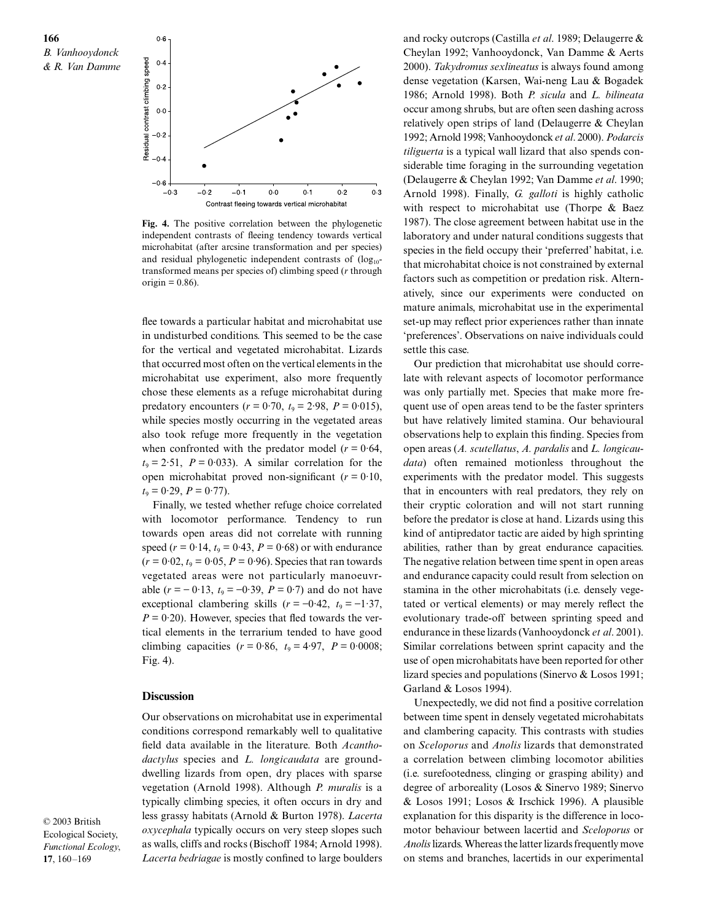**Fig. 4.** The positive correlation between the phylogenetic independent contrasts of fleeing tendency towards vertical microhabitat (after arcsine transformation and per species) and residual phylogenetic independent contrasts of ($\log_{10}$-transformed means per species of) climbing speed ($r$ through origin = 0.86).

flee towards a particular habitat and microhabitat use in undisturbed conditions. This seemed to be the case for the vertical and vegetated microhabitat. Lizards that occurred most often on the vertical elements in the microhabitat use experiment, also more frequently chose these elements as a refuge microhabitat during predatory encounters ($r = 0{\cdot}70$, $t_9 = 2{\cdot}98$, $P = 0{\cdot}015$), while species mostly occurring in the vegetated areas also took refuge more frequently in the vegetation when confronted with the predator model ($r = 0{\cdot}64$, $t_9 = 2{\cdot}51$, $P = 0{\cdot}033$). A similar correlation for the open microhabitat proved non-significant ($r = 0{\cdot}10$, $t_9 = 0{\cdot}29$, $P = 0{\cdot}77$).

Finally, we tested whether refuge choice correlated with locomotor performance. Tendency to run towards open areas did not correlate with running speed ($r = 0{\cdot}14$, $t_9 = 0{\cdot}43$, $P = 0{\cdot}68$) or with endurance ($r = 0{\cdot}02$, $t_9 = 0{\cdot}05$, $P = 0{\cdot}96$). Species that ran towards vegetated areas were not particularly manoeuvrable ($r = -0{\cdot}13$, $t_9 = -0{\cdot}39$, $P = 0{\cdot}7$) and do not have exceptional clambering skills ($r = -0{\cdot}42$, $t_9 = -1{\cdot}37$, $P = 0{\cdot}20$). However, species that fled towards the vertical elements in the terrarium tended to have good climbing capacities ($r = 0{\cdot}86$, $t_9 = 4{\cdot}97$, $P = 0{\cdot}0008$; Fig. 4).

## Discussion

Our observations on microhabitat use in experimental conditions correspond remarkably well to qualitative field data available in the literature. Both *Acanthodactylus* species and *L. longicaudata* are ground-dwelling lizards from open, dry places with sparse vegetation (Arnold 1998). Although *P. muralis* is a typically climbing species, it often occurs in dry and less grassy habitats (Arnold & Burton 1978). *Lacerta oxycephala* typically occurs on very steep slopes such as walls, cliffs and rocks (Bischoff 1984; Arnold 1998). *Lacerta bedriagae* is mostly confined to large boulders and rocky outcrops (Castilla *et al*. 1989; Delaugerre & Cheylan 1992; Vanhooydonck, Van Damme & Aerts 2000). *Takydromus sexlineatus* is always found among dense vegetation (Karsen, Wai-neng Lau & Bogadek 1986; Arnold 1998). Both *P. sicula* and *L. bilineata* occur among shrubs, but are often seen dashing across relatively open strips of land (Delaugerre & Cheylan 1992; Arnold 1998; Vanhooydonck *et al*. 2000). *Podarcis tiliguerta* is a typical wall lizard that also spends considerable time foraging in the surrounding vegetation (Delaugerre & Cheylan 1992; Van Damme *et al*. 1990; Arnold 1998). Finally, *G. galloti* is highly catholic with respect to microhabitat use (Thorpe & Baez 1987). The close agreement between habitat use in the laboratory and under natural conditions suggests that species in the field occupy their 'preferred' habitat, i.e. that microhabitat choice is not constrained by external factors such as competition or predation risk. Alternatively, since our experiments were conducted on mature animals, microhabitat use in the experimental set-up may reflect prior experiences rather than innate 'preferences'. Observations on naive individuals could settle this case.

Our prediction that microhabitat use should correlate with relevant aspects of locomotor performance was only partially met. Species that make more frequent use of open areas tend to be the faster sprinters but have relatively limited stamina. Our behavioural observations help to explain this finding. Species from open areas (*A. scutellatus*, *A. pardalis* and *L. longicaudata*) often remained motionless throughout the experiments with the predator model. This suggests that in encounters with real predators, they rely on their cryptic coloration and will not start running before the predator is close at hand. Lizards using this kind of antipredator tactic are aided by high sprinting abilities, rather than by great endurance capacities. The negative relation between time spent in open areas and endurance capacity could result from selection on stamina in the other microhabitats (i.e. densely vegetated or vertical elements) or may merely reflect the evolutionary trade-off between sprinting speed and endurance in these lizards (Vanhooydonck *et al*. 2001). Similar correlations between sprint capacity and the use of open microhabitats have been reported for other lizard species and populations (Sinervo & Losos 1991; Garland & Losos 1994).

Unexpectedly, we did not find a positive correlation between time spent in densely vegetated microhabitats and clambering capacity. This contrasts with studies on *Sceloporus* and *Anolis* lizards that demonstrated a correlation between climbing locomotor abilities (i.e. surefootedness, clinging or grasping ability) and degree of arboreality (Losos & Sinervo 1989; Sinervo & Losos 1991; Losos & Irschick 1996). A plausible explanation for this disparity is the difference in locomotor behaviour between lacertid and *Sceloporus* or *Anolis* lizards. Whereas the latter lizards frequently move on stems and branches, lacertids in our experimental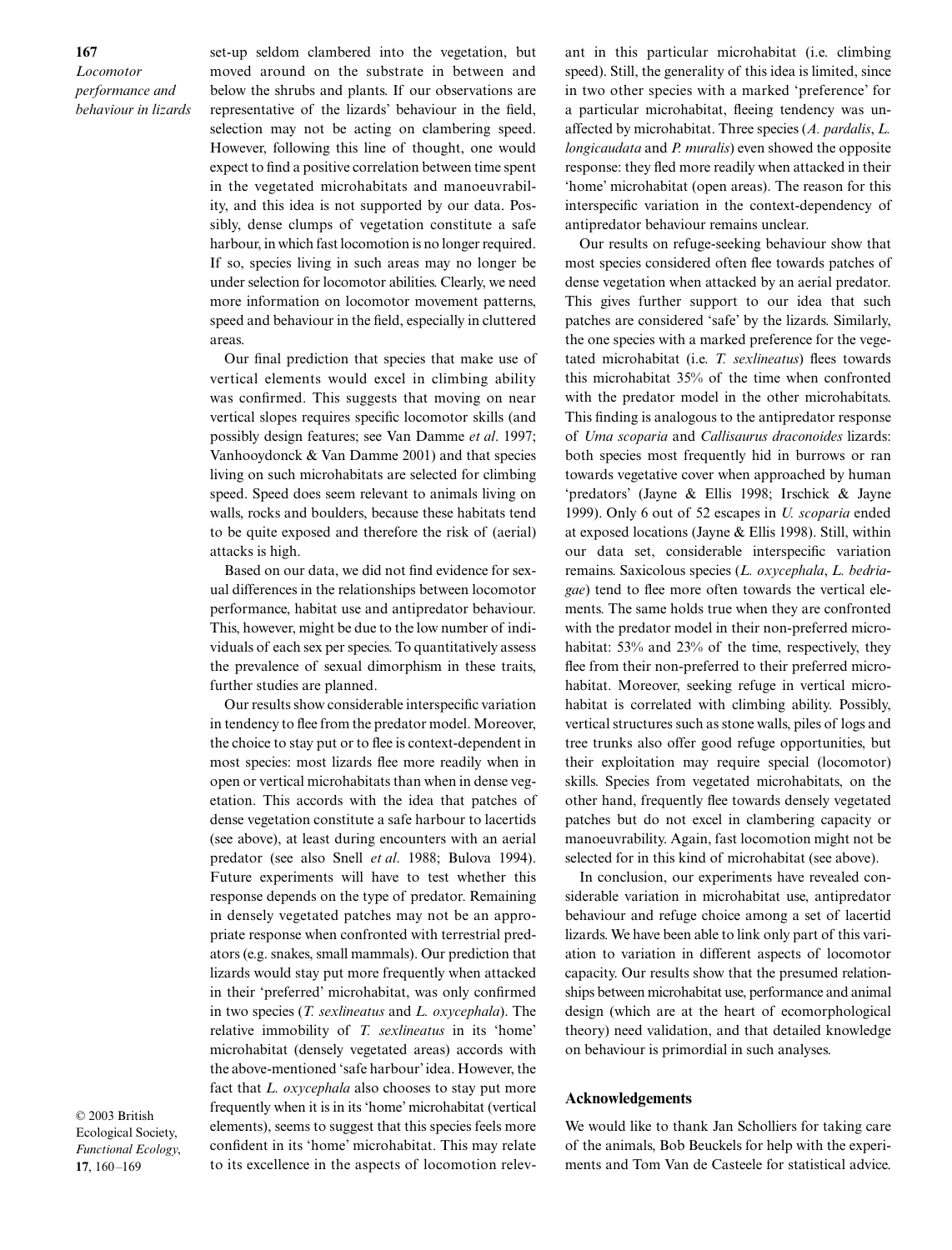set-up seldom clambered into the vegetation, but moved around on the substrate in between and below the shrubs and plants. If our observations are representative of the lizards' behaviour in the field, selection may not be acting on clambering speed. However, following this line of thought, one would expect to find a positive correlation between time spent in the vegetated microhabitats and manoeuvrability, and this idea is not supported by our data. Possibly, dense clumps of vegetation constitute a safe harbour, in which fast locomotion is no longer required. If so, species living in such areas may no longer be under selection for locomotor abilities. Clearly, we need more information on locomotor movement patterns, speed and behaviour in the field, especially in cluttered areas.

Our final prediction that species that make use of vertical elements would excel in climbing ability was confirmed. This suggests that moving on near vertical slopes requires specific locomotor skills (and possibly design features; see Van Damme *et al*. 1997; Vanhooydonck & Van Damme 2001) and that species living on such microhabitats are selected for climbing speed. Speed does seem relevant to animals living on walls, rocks and boulders, because these habitats tend to be quite exposed and therefore the risk of (aerial) attacks is high.

Based on our data, we did not find evidence for sexual differences in the relationships between locomotor performance, habitat use and antipredator behaviour. This, however, might be due to the low number of individuals of each sex per species. To quantitatively assess the prevalence of sexual dimorphism in these traits, further studies are planned.

Our results show considerable interspecific variation in tendency to flee from the predator model. Moreover, the choice to stay put or to flee is context-dependent in most species: most lizards flee more readily when in open or vertical microhabitats than when in dense vegetation. This accords with the idea that patches of dense vegetation constitute a safe harbour to lacertids (see above), at least during encounters with an aerial predator (see also Snell *et al*. 1988; Bulova 1994). Future experiments will have to test whether this response depends on the type of predator. Remaining in densely vegetated patches may not be an appropriate response when confronted with terrestrial predators (e.g. snakes, small mammals). Our prediction that lizards would stay put more frequently when attacked in their 'preferred' microhabitat, was only confirmed in two species (*T. sexlineatus* and *L. oxycephala*). The relative immobility of *T. sexlineatus* in its 'home' microhabitat (densely vegetated areas) accords with the above-mentioned 'safe harbour' idea. However, the fact that *L. oxycephala* also chooses to stay put more frequently when it is in its 'home' microhabitat (vertical elements), seems to suggest that this species feels more confident in its 'home' microhabitat. This may relate to its excellence in the aspects of locomotion relevant in this particular microhabitat (i.e. climbing speed). Still, the generality of this idea is limited, since in two other species with a marked 'preference' for a particular microhabitat, fleeing tendency was unaffected by microhabitat. Three species (*A. pardalis*, *L. longicaudata* and *P. muralis*) even showed the opposite response: they fled more readily when attacked in their 'home' microhabitat (open areas). The reason for this interspecific variation in the context-dependency of antipredator behaviour remains unclear.

Our results on refuge-seeking behaviour show that most species considered often flee towards patches of dense vegetation when attacked by an aerial predator. This gives further support to our idea that such patches are considered 'safe' by the lizards. Similarly, the one species with a marked preference for the vegetated microhabitat (i.e. *T. sexlineatus*) flees towards this microhabitat 35% of the time when confronted with the predator model in the other microhabitats. This finding is analogous to the antipredator response of *Uma scoparia* and *Callisaurus draconoides* lizards: both species most frequently hid in burrows or ran towards vegetative cover when approached by human 'predators' (Jayne & Ellis 1998; Irschick & Jayne 1999). Only 6 out of 52 escapes in *U. scoparia* ended at exposed locations (Jayne & Ellis 1998). Still, within our data set, considerable interspecific variation remains. Saxicolous species (*L. oxycephala*, *L. bedriagae*) tend to flee more often towards the vertical elements. The same holds true when they are confronted with the predator model in their non-preferred microhabitat: 53% and 23% of the time, respectively, they flee from their non-preferred to their preferred microhabitat. Moreover, seeking refuge in vertical microhabitat is correlated with climbing ability. Possibly, vertical structures such as stone walls, piles of logs and tree trunks also offer good refuge opportunities, but their exploitation may require special (locomotor) skills. Species from vegetated microhabitats, on the other hand, frequently flee towards densely vegetated patches but do not excel in clambering capacity or manoeuvrability. Again, fast locomotion might not be selected for in this kind of microhabitat (see above).

In conclusion, our experiments have revealed considerable variation in microhabitat use, antipredator behaviour and refuge choice among a set of lacertid lizards. We have been able to link only part of this variation to variation in different aspects of locomotor capacity. Our results show that the presumed relationships between microhabitat use, performance and animal design (which are at the heart of ecomorphological theory) need validation, and that detailed knowledge on behaviour is primordial in such analyses.

## Acknowledgements

We would like to thank Jan Scholliers for taking care of the animals, Bob Beuckels for help with the experiments and Tom Van de Casteele for statistical advice.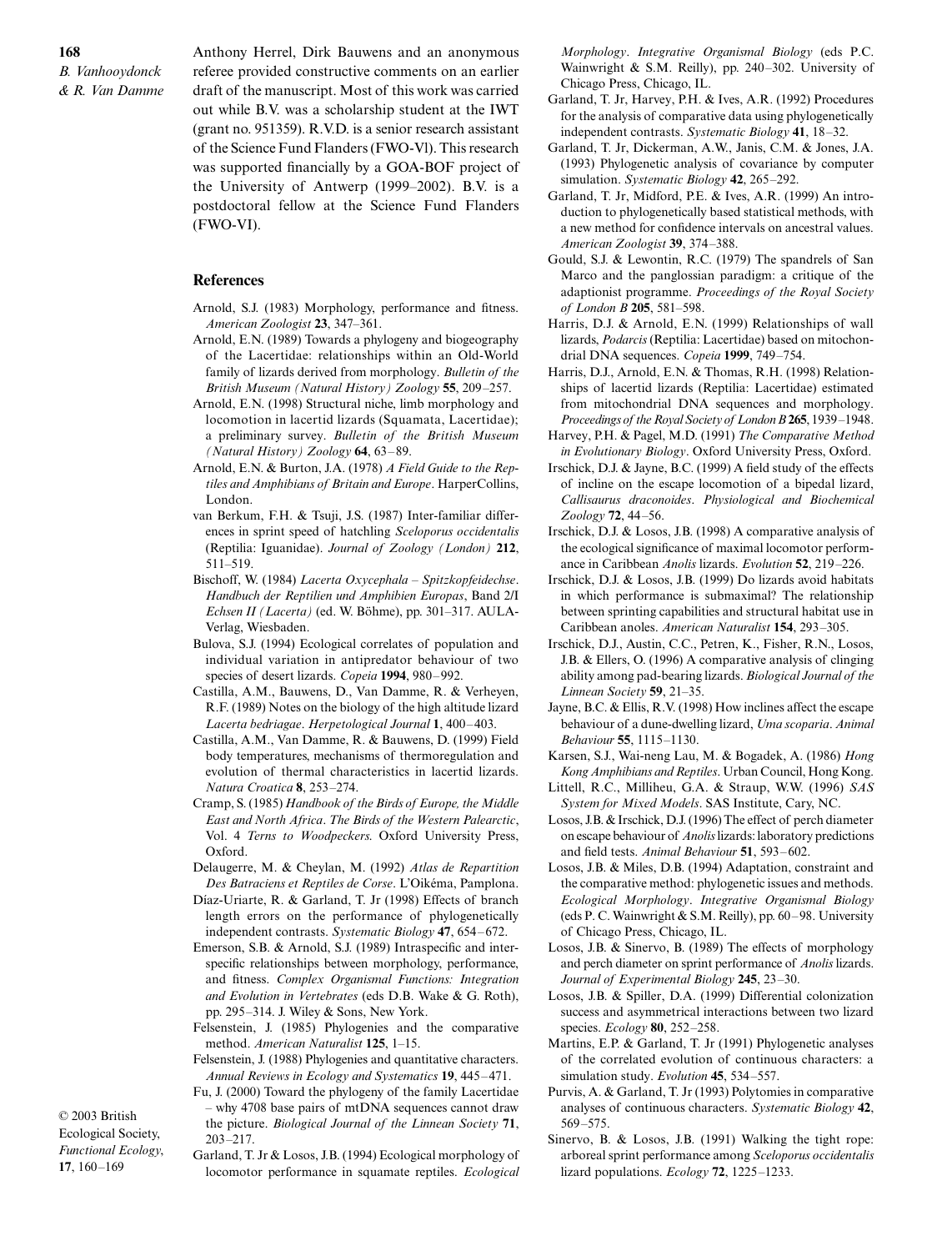Anthony Herrel, Dirk Bauwens and an anonymous referee provided constructive comments on an earlier draft of the manuscript. Most of this work was carried out while B.V. was a scholarship student at the IWT (grant no. 951359). R.V.D. is a senior research assistant of the Science Fund Flanders (FWO-Vl). This research was supported financially by a GOA-BOF project of the University of Antwerp (1999–2002). B.V. is a postdoctoral fellow at the Science Fund Flanders (FWO-VI).

## References

Arnold, S.J. (1983) Morphology, performance and fitness. *American Zoologist* **23**, 347–361.

Arnold, E.N. (1989) Towards a phylogeny and biogeography of the Lacertidae: relationships within an Old-World family of lizards derived from morphology. *Bulletin of the British Museum (Natural History) Zoology* **55**, 209–257.

Arnold, E.N. (1998) Structural niche, limb morphology and locomotion in lacertid lizards (Squamata, Lacertidae); a preliminary survey. *Bulletin of the British Museum (Natural History) Zoology* **64**, 63–89.

Arnold, E.N. & Burton, J.A. (1978) *A Field Guide to the Reptiles and Amphibians of Britain and Europe*. HarperCollins, London.

van Berkum, F.H. & Tsuji, J.S. (1987) Inter-familiar differences in sprint speed of hatchling *Sceloporus occidentalis* (Reptilia: Iguanidae). *Journal of Zoology (London)* **212**, 511–519.

Bischoff, W. (1984) *Lacerta Oxycephala – Spitzkopfeidechse*. *Handbuch der Reptilien und Amphibien Europas*, Band 2/I *Echsen II (Lacerta)* (ed. W. Böhme), pp. 301–317. AULA-Verlag, Wiesbaden.

Bulova, S.J. (1994) Ecological correlates of population and individual variation in antipredator behaviour of two species of desert lizards. *Copeia* **1994**, 980–992.

Castilla, A.M., Bauwens, D., Van Damme, R. & Verheyen, R.F. (1989) Notes on the biology of the high altitude lizard *Lacerta bedriagae*. *Herpetological Journal* **1**, 400–403.

Castilla, A.M., Van Damme, R. & Bauwens, D. (1999) Field body temperatures, mechanisms of thermoregulation and evolution of thermal characteristics in lacertid lizards. *Natura Croatica* **8**, 253–274.

Cramp, S. (1985) *Handbook of the Birds of Europe, the Middle East and North Africa*. *The Birds of the Western Palearctic*, Vol. 4 *Terns to Woodpeckers*. Oxford University Press, Oxford.

Delaugerre, M. & Cheylan, M. (1992) *Atlas de Repartition Des Batraciens et Reptiles de Corse*. L'Oikéma, Pamplona.

Díaz-Uriarte, R. & Garland, T. Jr (1998) Effects of branch length errors on the performance of phylogenetically independent contrasts. *Systematic Biology* **47**, 654–672.

Emerson, S.B. & Arnold, S.J. (1989) Intraspecific and interspecific relationships between morphology, performance, and fitness. *Complex Organismal Functions: Integration and Evolution in Vertebrates* (eds D.B. Wake & G. Roth), pp. 295–314. J. Wiley & Sons, New York.

Felsenstein, J. (1985) Phylogenies and the comparative method. *American Naturalist* **125**, 1–15.

Felsenstein, J. (1988) Phylogenies and quantitative characters. *Annual Reviews in Ecology and Systematics* **19**, 445–471.

Fu, J. (2000) Toward the phylogeny of the family Lacertidae – why 4708 base pairs of mtDNA sequences cannot draw the picture. *Biological Journal of the Linnean Society* **71**, 203–217.

Garland, T. Jr & Losos, J.B. (1994) Ecological morphology of locomotor performance in squamate reptiles. *Ecological Morphology*. *Integrative Organismal Biology* (eds P.C. Wainwright & S.M. Reilly), pp. 240–302. University of Chicago Press, Chicago, IL.

Garland, T. Jr, Harvey, P.H. & Ives, A.R. (1992) Procedures for the analysis of comparative data using phylogenetically independent contrasts. *Systematic Biology* **41**, 18–32.

Garland, T. Jr, Dickerman, A.W., Janis, C.M. & Jones, J.A. (1993) Phylogenetic analysis of covariance by computer simulation. *Systematic Biology* **42**, 265–292.

Garland, T. Jr, Midford, P.E. & Ives, A.R. (1999) An introduction to phylogenetically based statistical methods, with a new method for confidence intervals on ancestral values. *American Zoologist* **39**, 374–388.

Gould, S.J. & Lewontin, R.C. (1979) The spandrels of San Marco and the panglossian paradigm: a critique of the adaptionist programme. *Proceedings of the Royal Society of London B* **205**, 581–598.

Harris, D.J. & Arnold, E.N. (1999) Relationships of wall lizards, *Podarcis* (Reptilia: Lacertidae) based on mitochondrial DNA sequences. *Copeia* **1999**, 749–754.

Harris, D.J., Arnold, E.N. & Thomas, R.H. (1998) Relationships of lacertid lizards (Reptilia: Lacertidae) estimated from mitochondrial DNA sequences and morphology. *Proceedings of the Royal Society of London B* **265**, 1939–1948.

Harvey, P.H. & Pagel, M.D. (1991) *The Comparative Method in Evolutionary Biology*. Oxford University Press, Oxford.

Irschick, D.J. & Jayne, B.C. (1999) A field study of the effects of incline on the escape locomotion of a bipedal lizard, *Callisaurus draconoides*. *Physiological and Biochemical Zoology* **72**, 44–56.

Irschick, D.J. & Losos, J.B. (1998) A comparative analysis of the ecological significance of maximal locomotor performance in Caribbean *Anolis* lizards. *Evolution* **52**, 219–226.

Irschick, D.J. & Losos, J.B. (1999) Do lizards avoid habitats in which performance is submaximal? The relationship between sprinting capabilities and structural habitat use in Caribbean anoles. *American Naturalist* **154**, 293–305.

Irschick, D.J., Austin, C.C., Petren, K., Fisher, R.N., Losos, J.B. & Ellers, O. (1996) A comparative analysis of clinging ability among pad-bearing lizards. *Biological Journal of the Linnean Society* **59**, 21–35.

Jayne, B.C. & Ellis, R.V. (1998) How inclines affect the escape behaviour of a dune-dwelling lizard, *Uma scoparia*. *Animal Behaviour* **55**, 1115–1130.

Karsen, S.J., Wai-neng Lau, M. & Bogadek, A. (1986) *Hong Kong Amphibians and Reptiles*. Urban Council, Hong Kong.

Littell, R.C., Milliheu, G.A. & Straup, W.W. (1996) *SAS System for Mixed Models*. SAS Institute, Cary, NC.

Losos, J.B. & Irschick, D.J. (1996) The effect of perch diameter on escape behaviour of *Anolis* lizards: laboratory predictions and field tests. *Animal Behaviour* **51**, 593–602.

Losos, J.B. & Miles, D.B. (1994) Adaptation, constraint and the comparative method: phylogenetic issues and methods. *Ecological Morphology*. *Integrative Organismal Biology* (eds P.C. Wainwright & S.M. Reilly), pp. 60–98. University of Chicago Press, Chicago, IL.

Losos, J.B. & Sinervo, B. (1989) The effects of morphology and perch diameter on sprint performance of *Anolis* lizards. *Journal of Experimental Biology* **245**, 23–30.

Losos, J.B. & Spiller, D.A. (1999) Differential colonization success and asymmetrical interactions between two lizard species. *Ecology* **80**, 252–258.

Martins, E.P. & Garland, T. Jr (1991) Phylogenetic analyses of the correlated evolution of continuous characters: a simulation study. *Evolution* **45**, 534–557.

Purvis, A. & Garland, T. Jr (1993) Polytomies in comparative analyses of continuous characters. *Systematic Biology* **42**, 569–575.

Sinervo, B. & Losos, J.B. (1991) Walking the tight rope: arboreal sprint performance among *Sceloporus occidentalis* lizard populations. *Ecology* **72**, 1225–1233.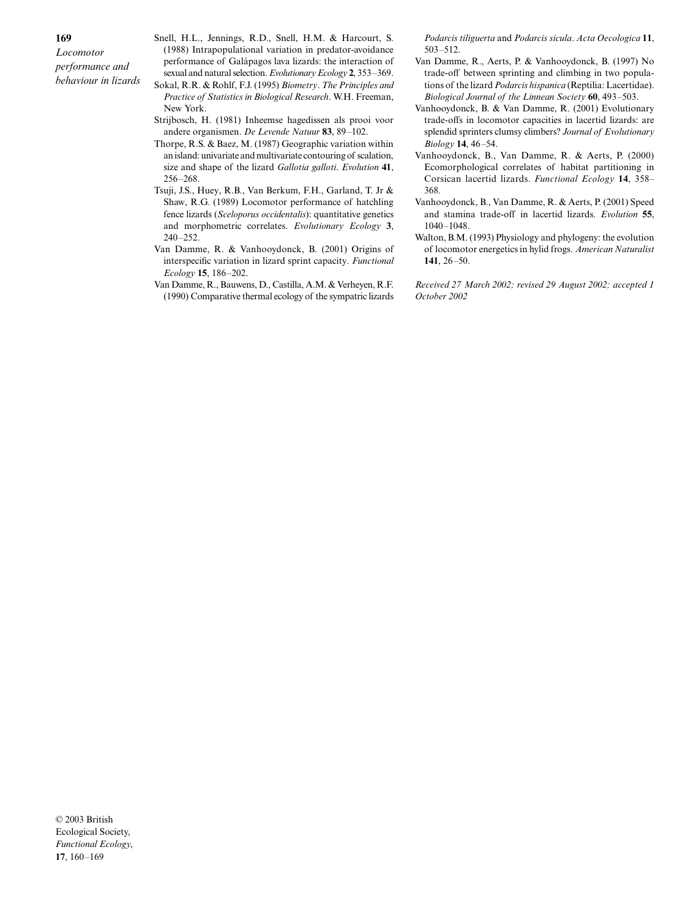Snell, H.L., Jennings, R.D., Snell, H.M. & Harcourt, S. (1988) Intrapopulational variation in predator-avoidance performance of Galápagos lava lizards: the interaction of sexual and natural selection. *Evolutionary Ecology* **2**, 353–369.

Sokal, R.R. & Rohlf, F.J. (1995) *Biometry*. *The Principles and Practice of Statistics in Biological Research*. W.H. Freeman, New York.

Strijbosch, H. (1981) Inheemse hagedissen als prooi voor andere organismen. *De Levende Natuur* **83**, 89–102.

Thorpe, R.S. & Baez, M. (1987) Geographic variation within an island: univariate and multivariate contouring of scalation, size and shape of the lizard *Gallotia galloti*. *Evolution* **41**, 256–268.

Tsuji, J.S., Huey, R.B., Van Berkum, F.H., Garland, T. Jr & Shaw, R.G. (1989) Locomotor performance of hatchling fence lizards (*Sceloporus occidentalis*): quantitative genetics and morphometric correlates. *Evolutionary Ecology* **3**, 240–252.

Van Damme, R. & Vanhooydonck, B. (2001) Origins of interspecific variation in lizard sprint capacity. *Functional Ecology* **15**, 186–202.

Van Damme, R., Bauwens, D., Castilla, A.M. & Verheyen, R.F. (1990) Comparative thermal ecology of the sympatric lizards *Podarcis tiliguerta* and *Podarcis sicula*. *Acta Oecologica* **11**, 503–512.

Van Damme, R., Aerts, P. & Vanhooydonck, B. (1997) No trade-off between sprinting and climbing in two populations of the lizard *Podarcis hispanica* (Reptilia: Lacertidae). *Biological Journal of the Linnean Society* **60**, 493–503.

Vanhooydonck, B. & Van Damme, R. (2001) Evolutionary trade-offs in locomotor capacities in lacertid lizards: are splendid sprinters clumsy climbers? *Journal of Evolutionary Biology* **14**, 46–54.

Vanhooydonck, B., Van Damme, R. & Aerts, P. (2000) Ecomorphological correlates of habitat partitioning in Corsican lacertid lizards. *Functional Ecology* **14**, 358–368.

Vanhooydonck, B., Van Damme, R. & Aerts, P. (2001) Speed and stamina trade-off in lacertid lizards. *Evolution* **55**, 1040–1048.

Walton, B.M. (1993) Physiology and phylogeny: the evolution of locomotor energetics in hylid frogs. *American Naturalist* **141**, 26–50.

*Received 27 March 2002; revised 29 August 2002; accepted 1 October 2002*